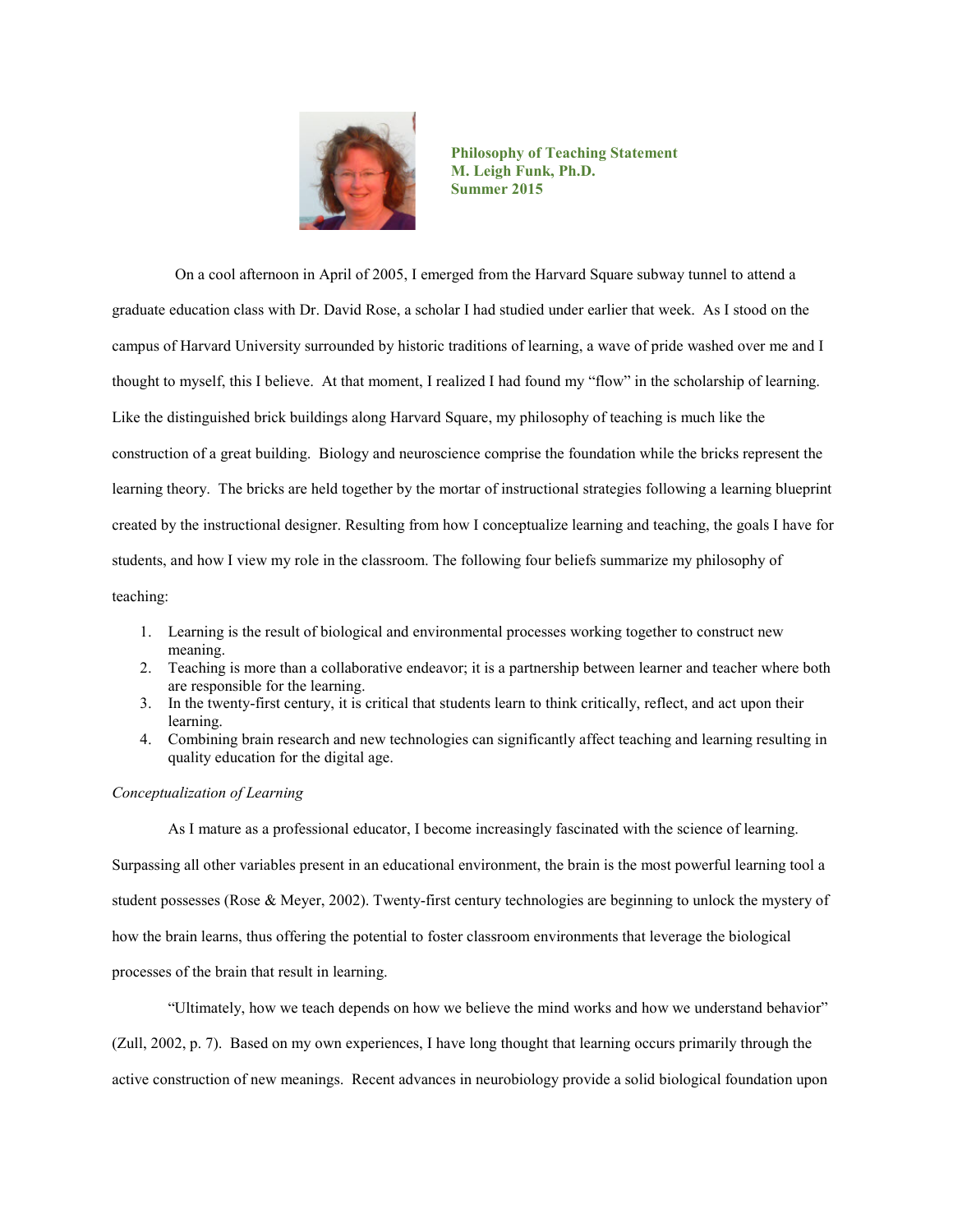**Philosophy of Teaching Statement**
**M. Leigh Funk, Ph.D.**
**Summer 2015**

On a cool afternoon in April of 2005, I emerged from the Harvard Square subway tunnel to attend a graduate education class with Dr. David Rose, a scholar I had studied under earlier that week. As I stood on the campus of Harvard University surrounded by historic traditions of learning, a wave of pride washed over me and I thought to myself, this I believe. At that moment, I realized I had found my "flow" in the scholarship of learning. Like the distinguished brick buildings along Harvard Square, my philosophy of teaching is much like the construction of a great building. Biology and neuroscience comprise the foundation while the bricks represent the learning theory. The bricks are held together by the mortar of instructional strategies following a learning blueprint created by the instructional designer. Resulting from how I conceptualize learning and teaching, the goals I have for students, and how I view my role in the classroom. The following four beliefs summarize my philosophy of teaching:

1. Learning is the result of biological and environmental processes working together to construct new meaning.
2. Teaching is more than a collaborative endeavor; it is a partnership between learner and teacher where both are responsible for the learning.
3. In the twenty-first century, it is critical that students learn to think critically, reflect, and act upon their learning.
4. Combining brain research and new technologies can significantly affect teaching and learning resulting in quality education for the digital age.

*Conceptualization of Learning*

As I mature as a professional educator, I become increasingly fascinated with the science of learning. Surpassing all other variables present in an educational environment, the brain is the most powerful learning tool a student possesses (Rose & Meyer, 2002). Twenty-first century technologies are beginning to unlock the mystery of how the brain learns, thus offering the potential to foster classroom environments that leverage the biological processes of the brain that result in learning.

"Ultimately, how we teach depends on how we believe the mind works and how we understand behavior" (Zull, 2002, p. 7). Based on my own experiences, I have long thought that learning occurs primarily through the active construction of new meanings. Recent advances in neurobiology provide a solid biological foundation upon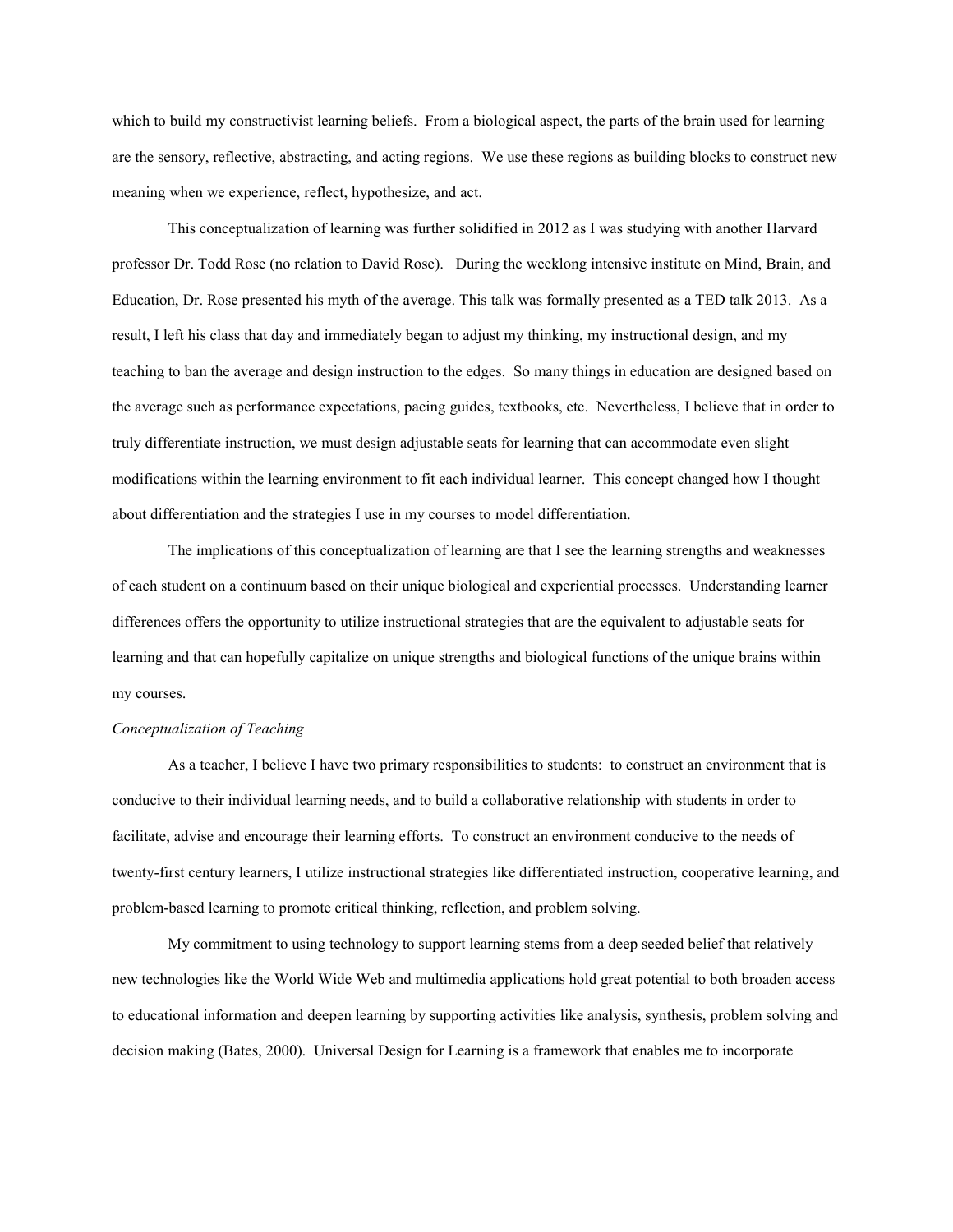which to build my constructivist learning beliefs. From a biological aspect, the parts of the brain used for learning are the sensory, reflective, abstracting, and acting regions. We use these regions as building blocks to construct new meaning when we experience, reflect, hypothesize, and act.

This conceptualization of learning was further solidified in 2012 as I was studying with another Harvard professor Dr. Todd Rose (no relation to David Rose). During the weeklong intensive institute on Mind, Brain, and Education, Dr. Rose presented his myth of the average. This talk was formally presented as a TED talk 2013. As a result, I left his class that day and immediately began to adjust my thinking, my instructional design, and my teaching to ban the average and design instruction to the edges. So many things in education are designed based on the average such as performance expectations, pacing guides, textbooks, etc. Nevertheless, I believe that in order to truly differentiate instruction, we must design adjustable seats for learning that can accommodate even slight modifications within the learning environment to fit each individual learner. This concept changed how I thought about differentiation and the strategies I use in my courses to model differentiation.

The implications of this conceptualization of learning are that I see the learning strengths and weaknesses of each student on a continuum based on their unique biological and experiential processes. Understanding learner differences offers the opportunity to utilize instructional strategies that are the equivalent to adjustable seats for learning and that can hopefully capitalize on unique strengths and biological functions of the unique brains within my courses.

*Conceptualization of Teaching*

As a teacher, I believe I have two primary responsibilities to students: to construct an environment that is conducive to their individual learning needs, and to build a collaborative relationship with students in order to facilitate, advise and encourage their learning efforts. To construct an environment conducive to the needs of twenty-first century learners, I utilize instructional strategies like differentiated instruction, cooperative learning, and problem-based learning to promote critical thinking, reflection, and problem solving.

My commitment to using technology to support learning stems from a deep seeded belief that relatively new technologies like the World Wide Web and multimedia applications hold great potential to both broaden access to educational information and deepen learning by supporting activities like analysis, synthesis, problem solving and decision making (Bates, 2000). Universal Design for Learning is a framework that enables me to incorporate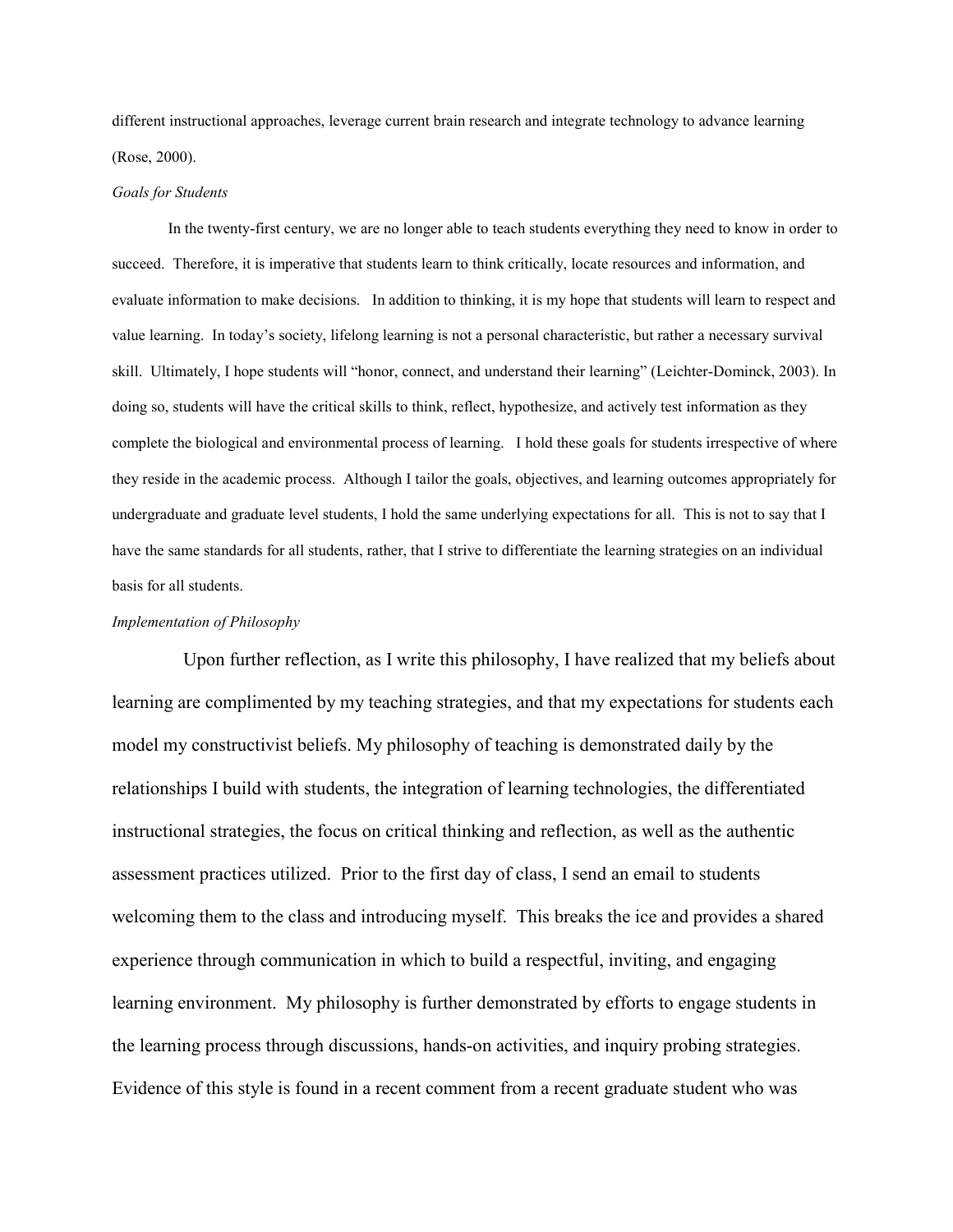different instructional approaches, leverage current brain research and integrate technology to advance learning (Rose, 2000).

*Goals for Students*

In the twenty-first century, we are no longer able to teach students everything they need to know in order to succeed. Therefore, it is imperative that students learn to think critically, locate resources and information, and evaluate information to make decisions. In addition to thinking, it is my hope that students will learn to respect and value learning. In today's society, lifelong learning is not a personal characteristic, but rather a necessary survival skill. Ultimately, I hope students will "honor, connect, and understand their learning" (Leichter-Dominck, 2003). In doing so, students will have the critical skills to think, reflect, hypothesize, and actively test information as they complete the biological and environmental process of learning. I hold these goals for students irrespective of where they reside in the academic process. Although I tailor the goals, objectives, and learning outcomes appropriately for undergraduate and graduate level students, I hold the same underlying expectations for all. This is not to say that I have the same standards for all students, rather, that I strive to differentiate the learning strategies on an individual basis for all students.

*Implementation of Philosophy*

Upon further reflection, as I write this philosophy, I have realized that my beliefs about learning are complimented by my teaching strategies, and that my expectations for students each model my constructivist beliefs. My philosophy of teaching is demonstrated daily by the relationships I build with students, the integration of learning technologies, the differentiated instructional strategies, the focus on critical thinking and reflection, as well as the authentic assessment practices utilized. Prior to the first day of class, I send an email to students welcoming them to the class and introducing myself. This breaks the ice and provides a shared experience through communication in which to build a respectful, inviting, and engaging learning environment. My philosophy is further demonstrated by efforts to engage students in the learning process through discussions, hands-on activities, and inquiry probing strategies. Evidence of this style is found in a recent comment from a recent graduate student who was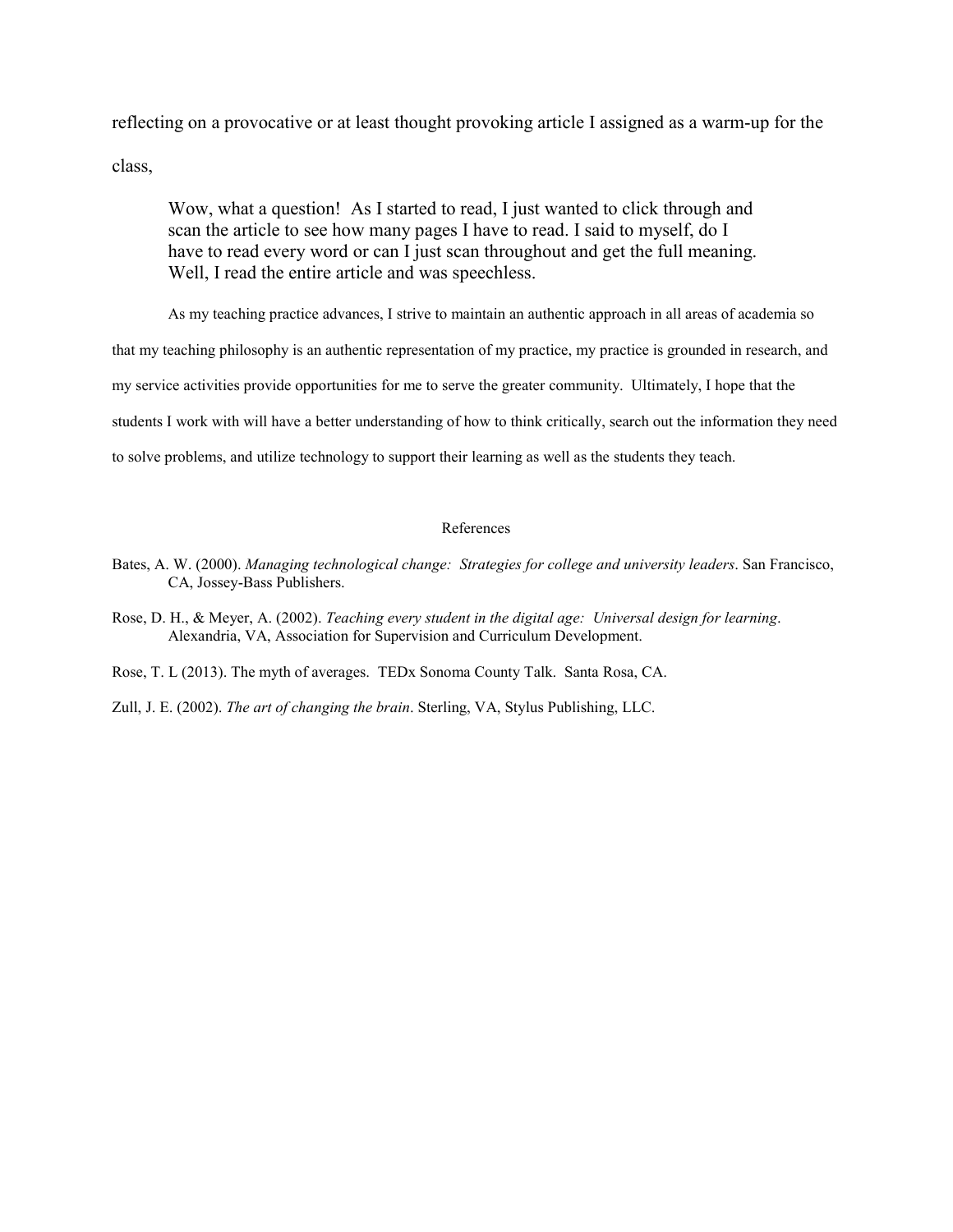reflecting on a provocative or at least thought provoking article I assigned as a warm-up for the class,

> Wow, what a question! As I started to read, I just wanted to click through and scan the article to see how many pages I have to read. I said to myself, do I have to read every word or can I just scan throughout and get the full meaning. Well, I read the entire article and was speechless.

As my teaching practice advances, I strive to maintain an authentic approach in all areas of academia so that my teaching philosophy is an authentic representation of my practice, my practice is grounded in research, and my service activities provide opportunities for me to serve the greater community. Ultimately, I hope that the students I work with will have a better understanding of how to think critically, search out the information they need to solve problems, and utilize technology to support their learning as well as the students they teach.

## References

Bates, A. W. (2000). *Managing technological change: Strategies for college and university leaders*. San Francisco, CA, Jossey-Bass Publishers.

Rose, D. H., & Meyer, A. (2002). *Teaching every student in the digital age: Universal design for learning*. Alexandria, VA, Association for Supervision and Curriculum Development.

Rose, T. L (2013). The myth of averages. TEDx Sonoma County Talk. Santa Rosa, CA.

Zull, J. E. (2002). *The art of changing the brain*. Sterling, VA, Stylus Publishing, LLC.